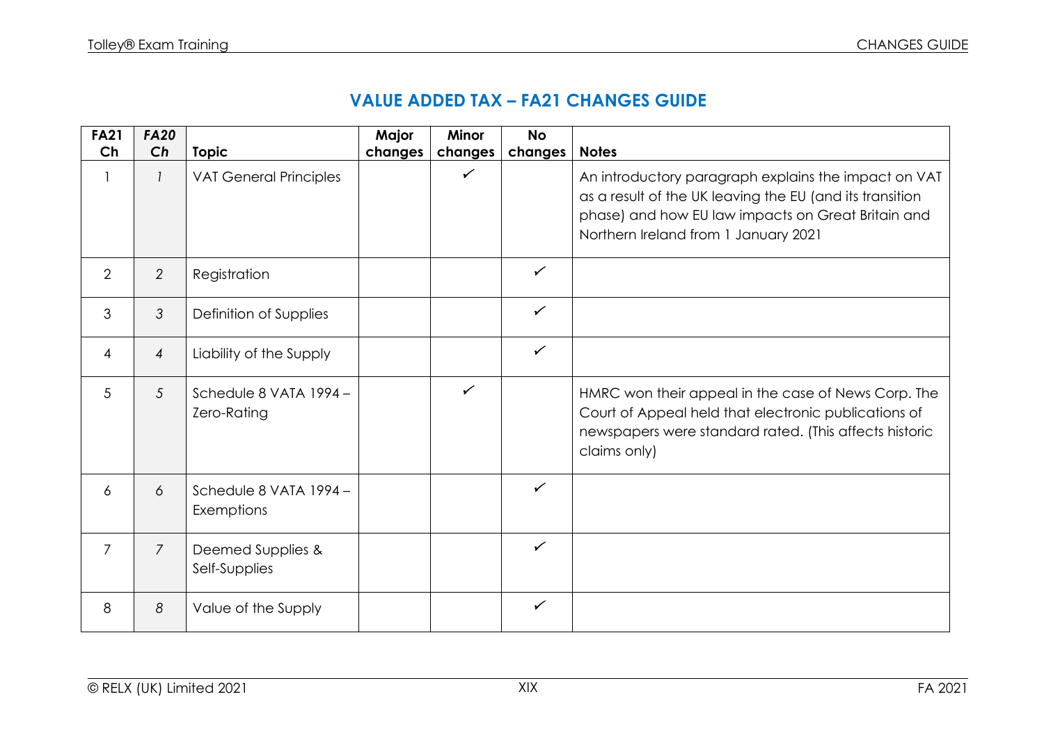## VALUE ADDED TAX – FA21 CHANGES GUIDE

| FA21 Ch | *FA20 Ch* | Topic | Major changes | Minor changes | No changes | Notes |
|---|---|---|---|---|---|---|
| 1 | *1* | VAT General Principles | | ✓ | | An introductory paragraph explains the impact on VAT as a result of the UK leaving the EU (and its transition phase) and how EU law impacts on Great Britain and Northern Ireland from 1 January 2021 |
| 2 | *2* | Registration | | | ✓ | |
| 3 | *3* | Definition of Supplies | | | ✓ | |
| 4 | *4* | Liability of the Supply | | | ✓ | |
| 5 | *5* | Schedule 8 VATA 1994 – Zero-Rating | | ✓ | | HMRC won their appeal in the case of News Corp. The Court of Appeal held that electronic publications of newspapers were standard rated. (This affects historic claims only) |
| 6 | *6* | Schedule 8 VATA 1994 – Exemptions | | | ✓ | |
| 7 | *7* | Deemed Supplies & Self-Supplies | | | ✓ | |
| 8 | *8* | Value of the Supply | | | ✓ | |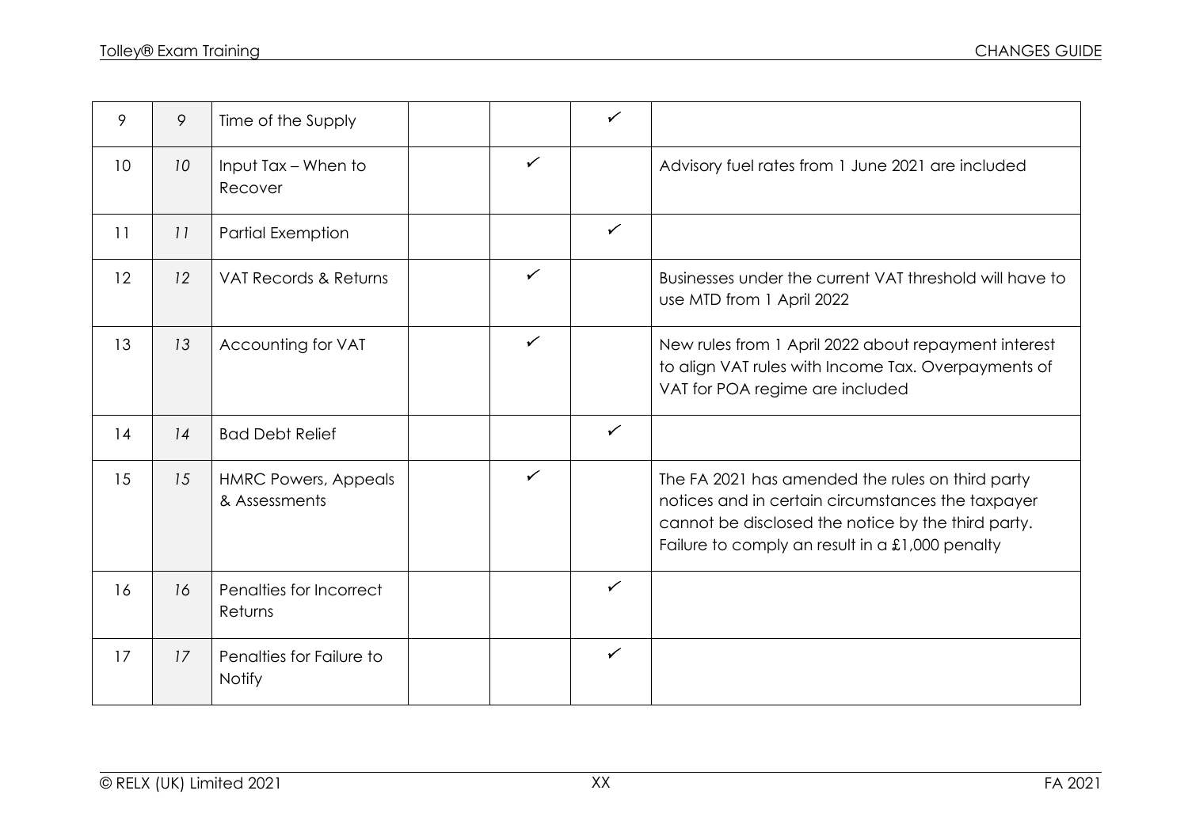| 9 | 9 | Time of the Supply | | | ✓ | |
|---|---|---|---|---|---|---|
| 10 | 10 | Input Tax – When to Recover | | ✓ | | Advisory fuel rates from 1 June 2021 are included |
| 11 | 11 | Partial Exemption | | | ✓ | |
| 12 | 12 | VAT Records & Returns | | ✓ | | Businesses under the current VAT threshold will have to use MTD from 1 April 2022 |
| 13 | 13 | Accounting for VAT | | ✓ | | New rules from 1 April 2022 about repayment interest to align VAT rules with Income Tax. Overpayments of VAT for POA regime are included |
| 14 | 14 | Bad Debt Relief | | | ✓ | |
| 15 | 15 | HMRC Powers, Appeals & Assessments | | ✓ | | The FA 2021 has amended the rules on third party notices and in certain circumstances the taxpayer cannot be disclosed the notice by the third party. Failure to comply an result in a £1,000 penalty |
| 16 | 16 | Penalties for Incorrect Returns | | | ✓ | |
| 17 | 17 | Penalties for Failure to Notify | | | ✓ | |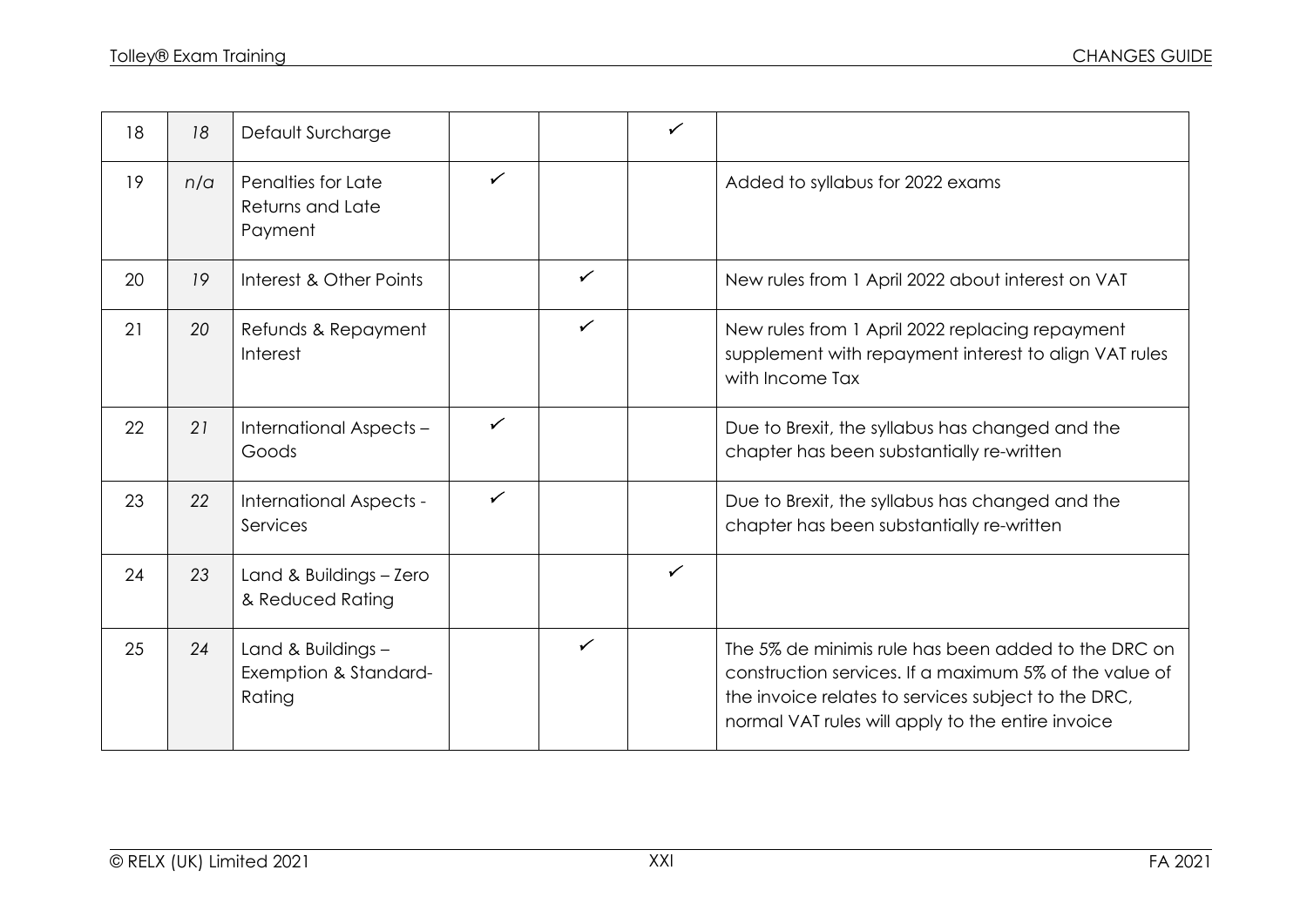| 18 | 18 | Default Surcharge | | | ✓ | |
|---|---|---|---|---|---|---|
| 19 | n/a | Penalties for Late Returns and Late Payment | ✓ | | | Added to syllabus for 2022 exams |
| 20 | 19 | Interest & Other Points | | ✓ | | New rules from 1 April 2022 about interest on VAT |
| 21 | 20 | Refunds & Repayment Interest | | ✓ | | New rules from 1 April 2022 replacing repayment supplement with repayment interest to align VAT rules with Income Tax |
| 22 | 21 | International Aspects – Goods | ✓ | | | Due to Brexit, the syllabus has changed and the chapter has been substantially re-written |
| 23 | 22 | International Aspects - Services | ✓ | | | Due to Brexit, the syllabus has changed and the chapter has been substantially re-written |
| 24 | 23 | Land & Buildings – Zero & Reduced Rating | | | ✓ | |
| 25 | 24 | Land & Buildings – Exemption & Standard-Rating | | ✓ | | The 5% de minimis rule has been added to the DRC on construction services. If a maximum 5% of the value of the invoice relates to services subject to the DRC, normal VAT rules will apply to the entire invoice |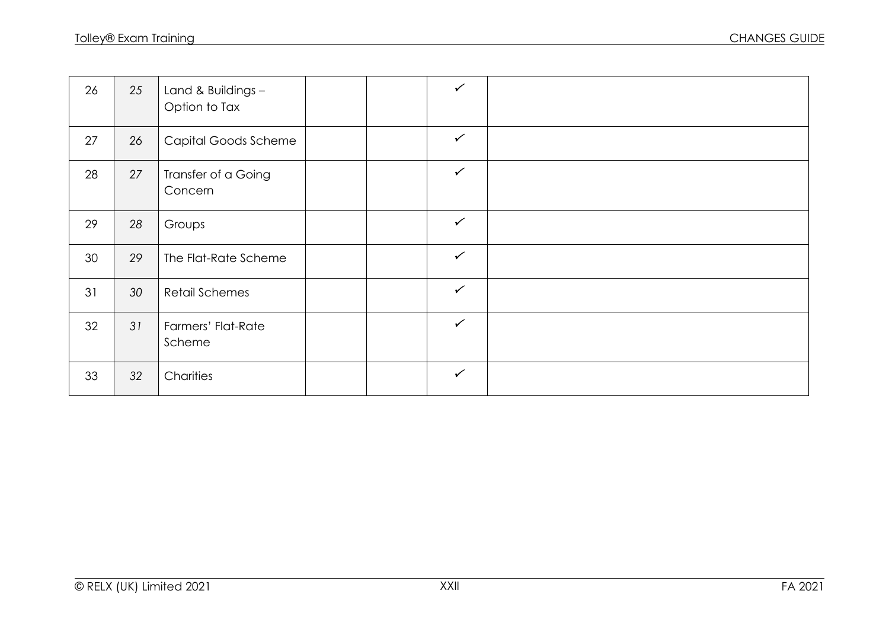| | | | | | | |
|---|---|---|---|---|---|---|
| 26 | 25 | Land & Buildings – Option to Tax | | | ✓ | |
| 27 | 26 | Capital Goods Scheme | | | ✓ | |
| 28 | 27 | Transfer of a Going Concern | | | ✓ | |
| 29 | 28 | Groups | | | ✓ | |
| 30 | 29 | The Flat-Rate Scheme | | | ✓ | |
| 31 | 30 | Retail Schemes | | | ✓ | |
| 32 | 31 | Farmers' Flat-Rate Scheme | | | ✓ | |
| 33 | 32 | Charities | | | ✓ | |